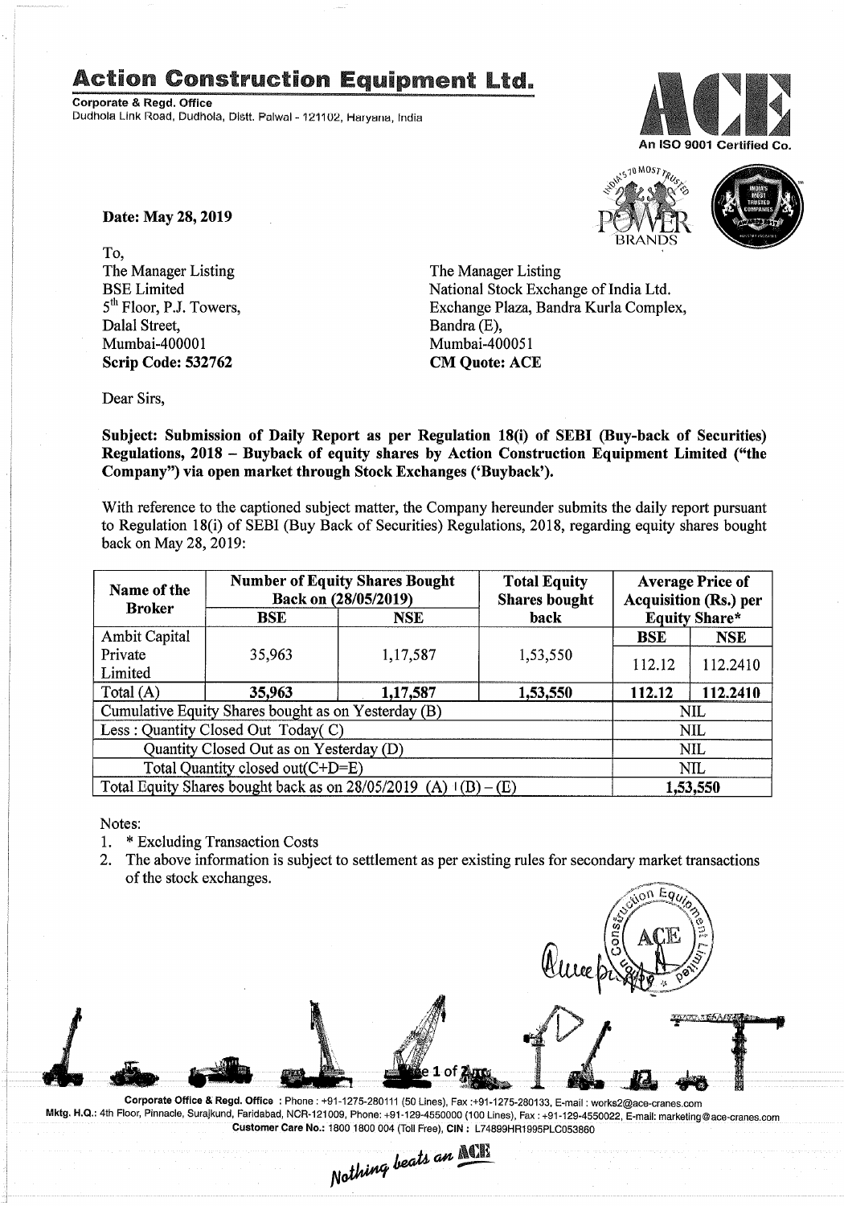# Action Construction Equipment Ltd.

**Corporate & Regd. Office**
Dudhola Link Road, Dudhola, Distt. Palwal - 121102, Haryana, India

An ISO 9001 Certified Co.

**Date: May 28, 2019**

To,
The Manager Listing
BSE Limited
5th Floor, P.J. Towers,
Dalal Street,
Mumbai-400001
**Scrip Code: 532762**

The Manager Listing
National Stock Exchange of India Ltd.
Exchange Plaza, Bandra Kurla Complex,
Bandra (E),
Mumbai-400051
**CM Quote: ACE**

Dear Sirs,

**Subject: Submission of Daily Report as per Regulation 18(i) of SEBI (Buy-back of Securities) Regulations, 2018 – Buyback of equity shares by Action Construction Equipment Limited ("the Company") via open market through Stock Exchanges ('Buyback').**

With reference to the captioned subject matter, the Company hereunder submits the daily report pursuant to Regulation 18(i) of SEBI (Buy Back of Securities) Regulations, 2018, regarding equity shares bought back on May 28, 2019:

| Name of the Broker | Number of Equity Shares Bought Back on (28/05/2019) | | Total Equity Shares bought back | Average Price of Acquisition (Rs.) per Equity Share* | |
|---|---|---|---|---|---|
| | BSE | NSE | | BSE | NSE |
| Ambit Capital Private Limited | 35,963 | 1,17,587 | 1,53,550 | 112.12 | 112.2410 |
| Total (A) | **35,963** | **1,17,587** | **1,53,550** | **112.12** | **112.2410** |
| Cumulative Equity Shares bought as on Yesterday (B) | | | | NIL | |
| Less : Quantity Closed Out Today( C) | | | | NIL | |
| Quantity Closed Out as on Yesterday (D) | | | | NIL | |
| Total Quantity closed out(C+D=E) | | | | NIL | |
| Total Equity Shares bought back as on 28/05/2019 (A) + (B) – (E) | | | | **1,53,550** | |

Notes:
1. * Excluding Transaction Costs
2. The above information is subject to settlement as per existing rules for secondary market transactions of the stock exchanges.

**Corporate Office & Regd. Office** : Phone : +91-1275-280111 (50 Lines), Fax :+91-1275-280133, E-mail : works2@ace-cranes.com
**Mktg. H.Q.:** 4th Floor, Pinnacle, Surajkund, Faridabad, NCR-121009, Phone: +91-129-4550000 (100 Lines), Fax : +91-129-4550022, E-mail: marketing@ace-cranes.com
**Customer Care No.:** 1800 1800 004 (Toll Free), **CIN :** L74899HR1995PLC053860

*Nothing beats an ACE*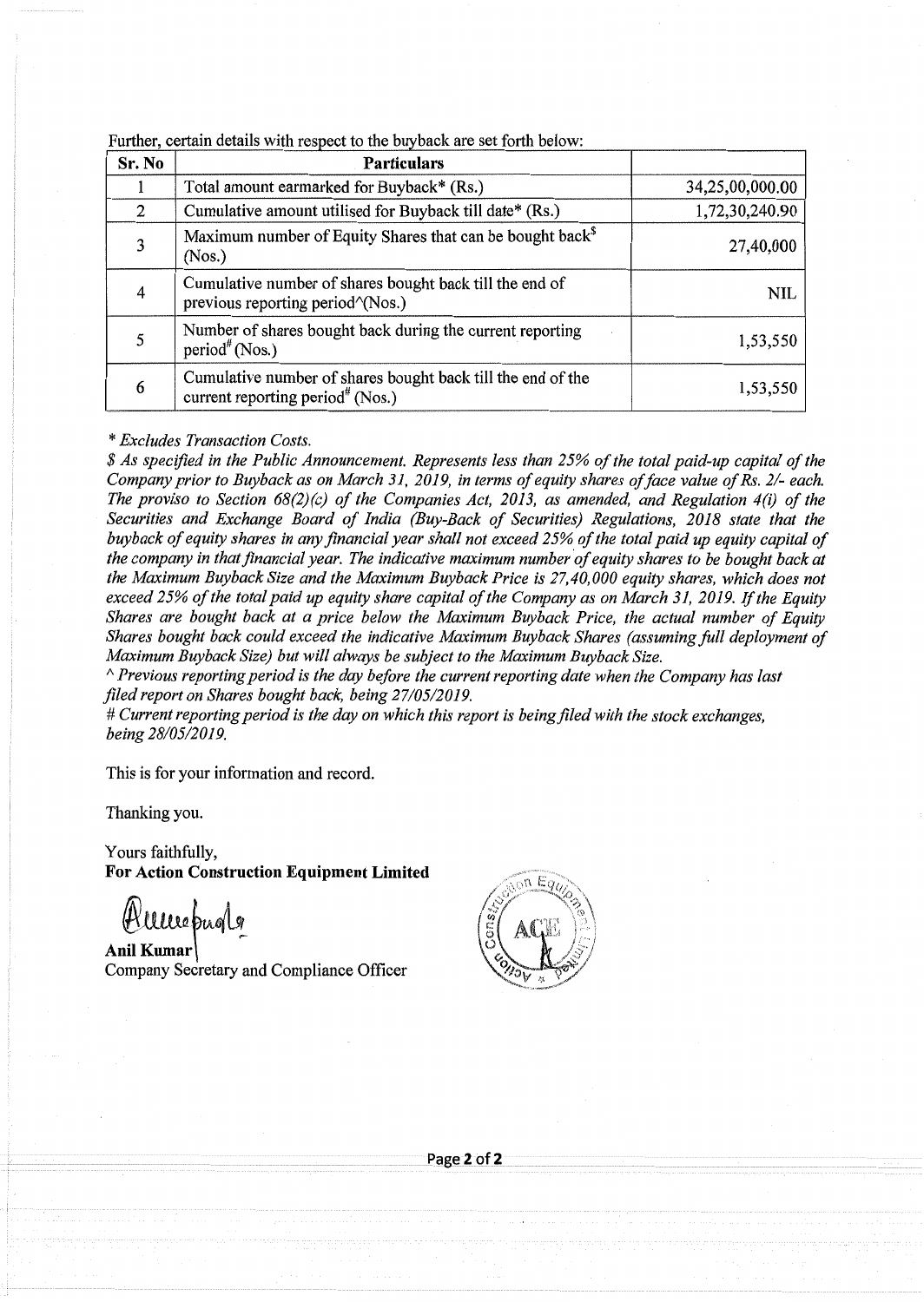Further, certain details with respect to the buyback are set forth below:

| Sr. No | Particulars | |
|---|---|---|
| 1 | Total amount earmarked for Buyback* (Rs.) | 34,25,00,000.00 |
| 2 | Cumulative amount utilised for Buyback till date* (Rs.) | 1,72,30,240.90 |
| 3 | Maximum number of Equity Shares that can be bought back$ (Nos.) | 27,40,000 |
| 4 | Cumulative number of shares bought back till the end of previous reporting period^(Nos.) | NIL |
| 5 | Number of shares bought back during the current reporting period# (Nos.) | 1,53,550 |
| 6 | Cumulative number of shares bought back till the end of the current reporting period# (Nos.) | 1,53,550 |

*\* Excludes Transaction Costs.*

*$ As specified in the Public Announcement. Represents less than 25% of the total paid-up capital of the Company prior to Buyback as on March 31, 2019, in terms of equity shares of face value of Rs. 2/- each. The proviso to Section 68(2)(c) of the Companies Act, 2013, as amended, and Regulation 4(i) of the Securities and Exchange Board of India (Buy-Back of Securities) Regulations, 2018 state that the buyback of equity shares in any financial year shall not exceed 25% of the total paid up equity capital of the company in that financial year. The indicative maximum number of equity shares to be bought back at the Maximum Buyback Size and the Maximum Buyback Price is 27,40,000 equity shares, which does not exceed 25% of the total paid up equity share capital of the Company as on March 31, 2019. If the Equity Shares are bought back at a price below the Maximum Buyback Price, the actual number of Equity Shares bought back could exceed the indicative Maximum Buyback Shares (assuming full deployment of Maximum Buyback Size) but will always be subject to the Maximum Buyback Size.*

*^ Previous reporting period is the day before the current reporting date when the Company has last filed report on Shares bought back, being 27/05/2019.*

*# Current reporting period is the day on which this report is being filed with the stock exchanges, being 28/05/2019.*

This is for your information and record.

Thanking you.

Yours faithfully,
**For Action Construction Equipment Limited**

**Anil Kumar**
Company Secretary and Compliance Officer